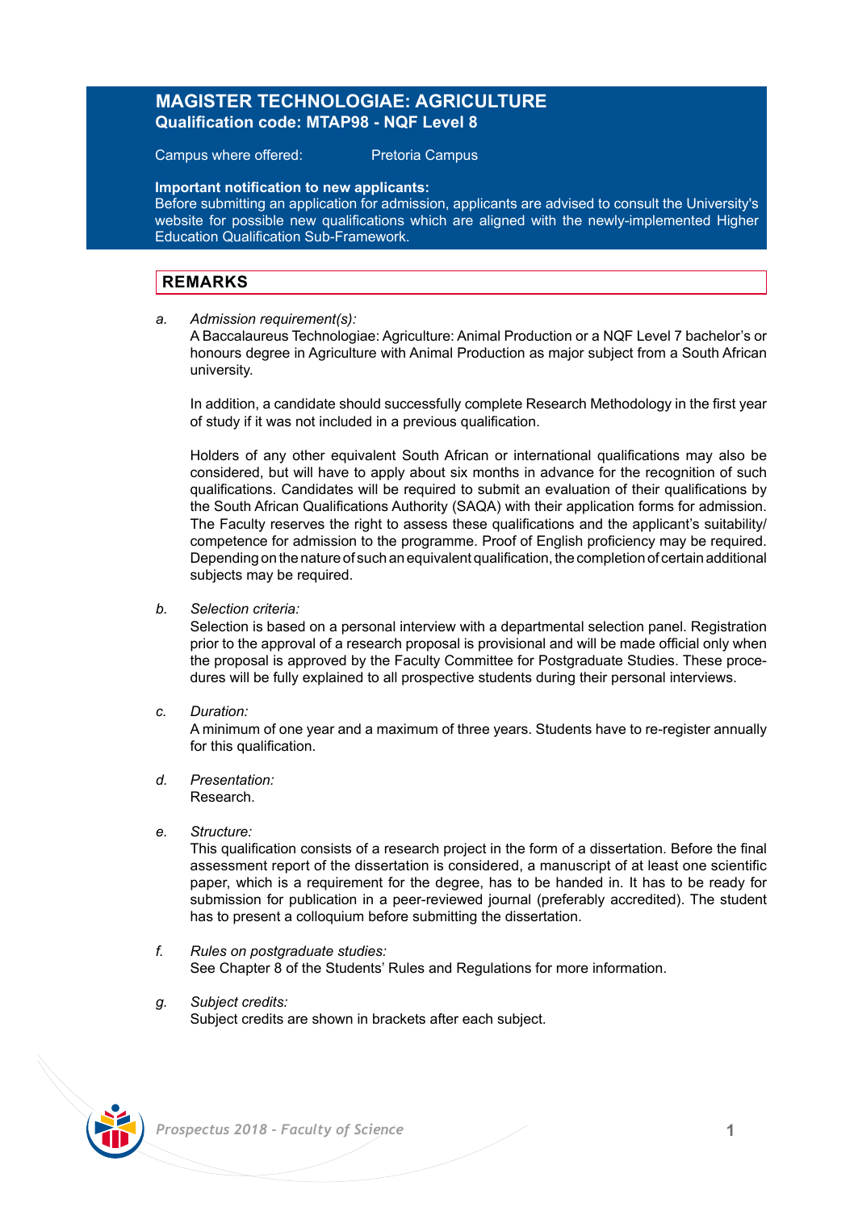# MAGISTER TECHNOLOGIAE: AGRICULTURE

**Qualification code: MTAP98 - NQF Level 8**

Campus where offered: Pretoria Campus

**Important notification to new applicants:**
Before submitting an application for admission, applicants are advised to consult the University's website for possible new qualifications which are aligned with the newly-implemented Higher Education Qualification Sub-Framework.

## REMARKS

a. *Admission requirement(s):*
A Baccalaureus Technologiae: Agriculture: Animal Production or a NQF Level 7 bachelor's or honours degree in Agriculture with Animal Production as major subject from a South African university.

In addition, a candidate should successfully complete Research Methodology in the first year of study if it was not included in a previous qualification.

Holders of any other equivalent South African or international qualifications may also be considered, but will have to apply about six months in advance for the recognition of such qualifications. Candidates will be required to submit an evaluation of their qualifications by the South African Qualifications Authority (SAQA) with their application forms for admission. The Faculty reserves the right to assess these qualifications and the applicant's suitability/competence for admission to the programme. Proof of English proficiency may be required. Depending on the nature of such an equivalent qualification, the completion of certain additional subjects may be required.

b. *Selection criteria:*
Selection is based on a personal interview with a departmental selection panel. Registration prior to the approval of a research proposal is provisional and will be made official only when the proposal is approved by the Faculty Committee for Postgraduate Studies. These procedures will be fully explained to all prospective students during their personal interviews.

c. *Duration:*
A minimum of one year and a maximum of three years. Students have to re-register annually for this qualification.

d. *Presentation:*
Research.

e. *Structure:*
This qualification consists of a research project in the form of a dissertation. Before the final assessment report of the dissertation is considered, a manuscript of at least one scientific paper, which is a requirement for the degree, has to be handed in. It has to be ready for submission for publication in a peer-reviewed journal (preferably accredited). The student has to present a colloquium before submitting the dissertation.

f. *Rules on postgraduate studies:*
See Chapter 8 of the Students' Rules and Regulations for more information.

g. *Subject credits:*
Subject credits are shown in brackets after each subject.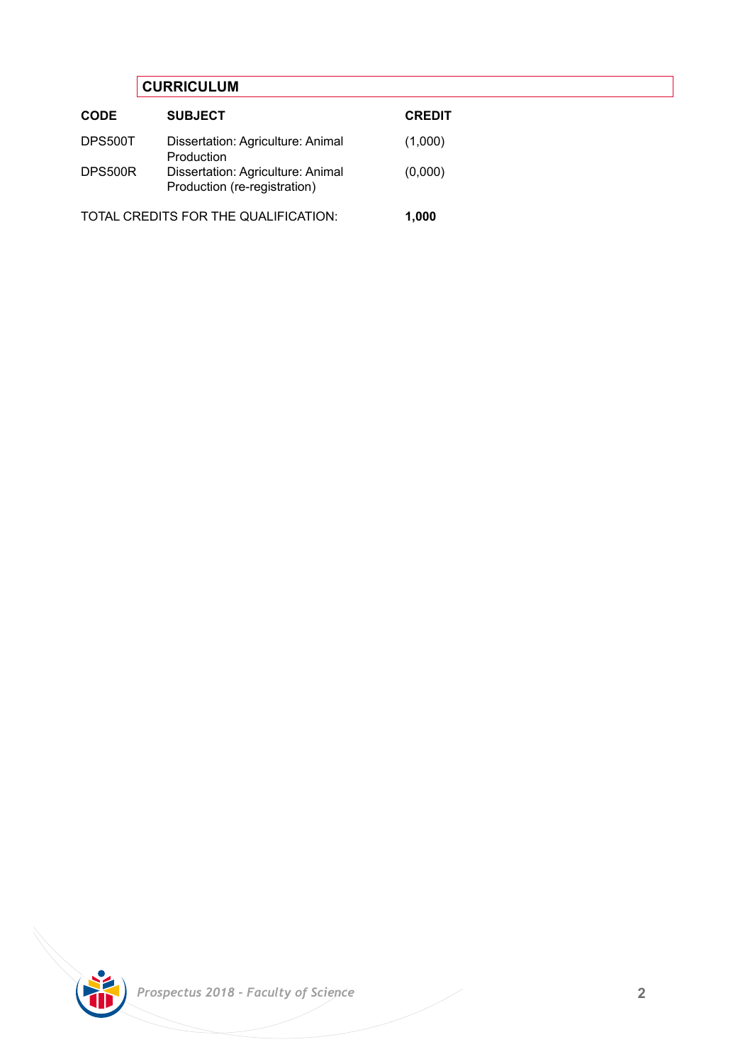## CURRICULUM

| CODE | SUBJECT | CREDIT |
|---|---|---|
| DPS500T | Dissertation: Agriculture: Animal Production | (1,000) |
| DPS500R | Dissertation: Agriculture: Animal Production (re-registration) | (0,000) |

TOTAL CREDITS FOR THE QUALIFICATION: **1,000**